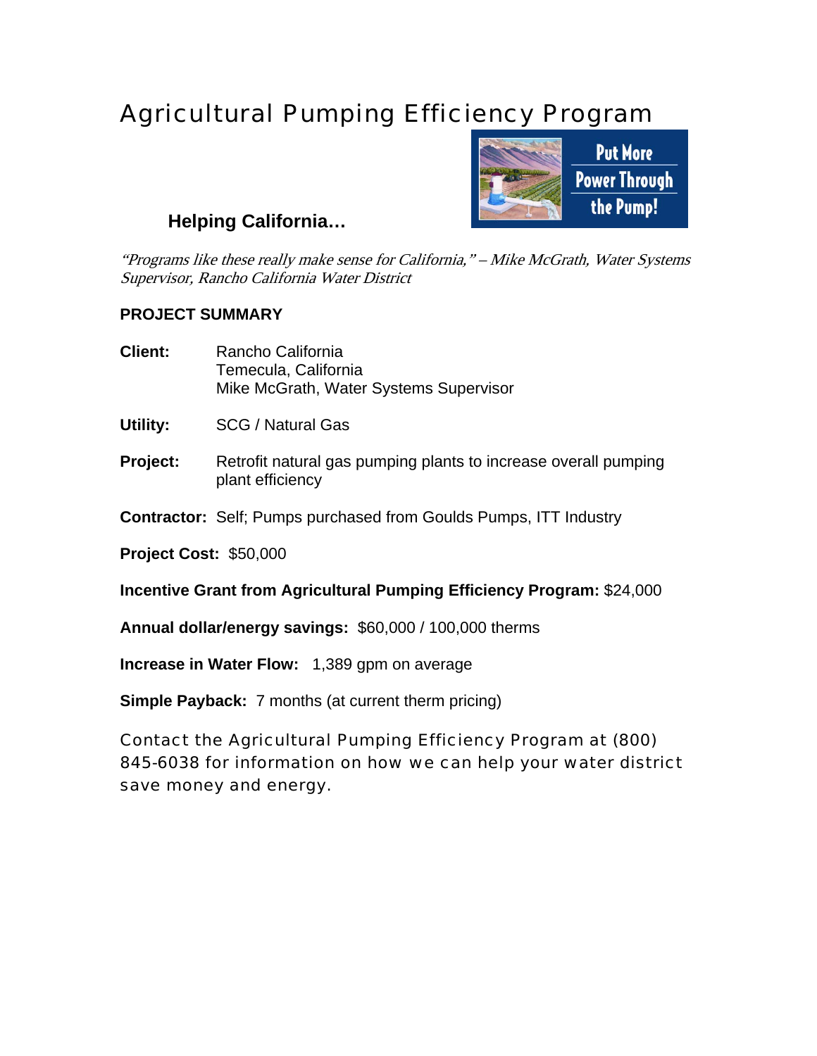# Agricultural Pumping Efficiency Program

Put More Power Through the Pump!

## Helping California…

*"Programs like these really make sense for California," – Mike McGrath, Water Systems Supervisor, Rancho California Water District*

**PROJECT SUMMARY**

**Client:** Rancho California
Temecula, California
Mike McGrath, Water Systems Supervisor

**Utility:** SCG / Natural Gas

**Project:** Retrofit natural gas pumping plants to increase overall pumping plant efficiency

**Contractor:** Self; Pumps purchased from Goulds Pumps, ITT Industry

**Project Cost:** $50,000

**Incentive Grant from Agricultural Pumping Efficiency Program:** $24,000

**Annual dollar/energy savings:** $60,000 / 100,000 therms

**Increase in Water Flow:** 1,389 gpm on average

**Simple Payback:** 7 months (at current therm pricing)

Contact the Agricultural Pumping Efficiency Program at (800) 845-6038 for information on how we can help your water district save money and energy.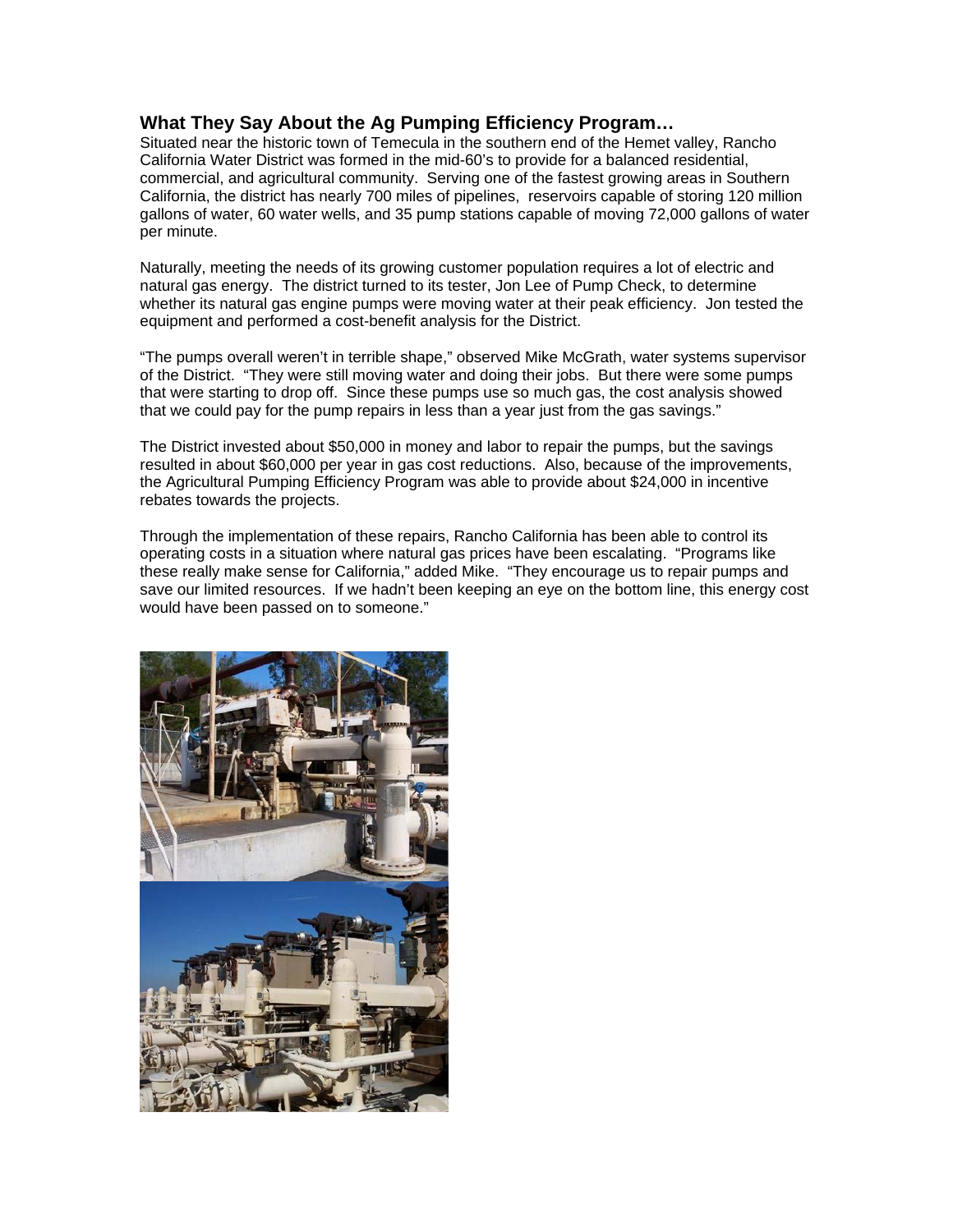### What They Say About the Ag Pumping Efficiency Program…

Situated near the historic town of Temecula in the southern end of the Hemet valley, Rancho California Water District was formed in the mid-60's to provide for a balanced residential, commercial, and agricultural community. Serving one of the fastest growing areas in Southern California, the district has nearly 700 miles of pipelines, reservoirs capable of storing 120 million gallons of water, 60 water wells, and 35 pump stations capable of moving 72,000 gallons of water per minute.

Naturally, meeting the needs of its growing customer population requires a lot of electric and natural gas energy. The district turned to its tester, Jon Lee of Pump Check, to determine whether its natural gas engine pumps were moving water at their peak efficiency. Jon tested the equipment and performed a cost-benefit analysis for the District.

"The pumps overall weren't in terrible shape," observed Mike McGrath, water systems supervisor of the District. "They were still moving water and doing their jobs. But there were some pumps that were starting to drop off. Since these pumps use so much gas, the cost analysis showed that we could pay for the pump repairs in less than a year just from the gas savings."

The District invested about $50,000 in money and labor to repair the pumps, but the savings resulted in about $60,000 per year in gas cost reductions. Also, because of the improvements, the Agricultural Pumping Efficiency Program was able to provide about $24,000 in incentive rebates towards the projects.

Through the implementation of these repairs, Rancho California has been able to control its operating costs in a situation where natural gas prices have been escalating. "Programs like these really make sense for California," added Mike. "They encourage us to repair pumps and save our limited resources. If we hadn't been keeping an eye on the bottom line, this energy cost would have been passed on to someone."